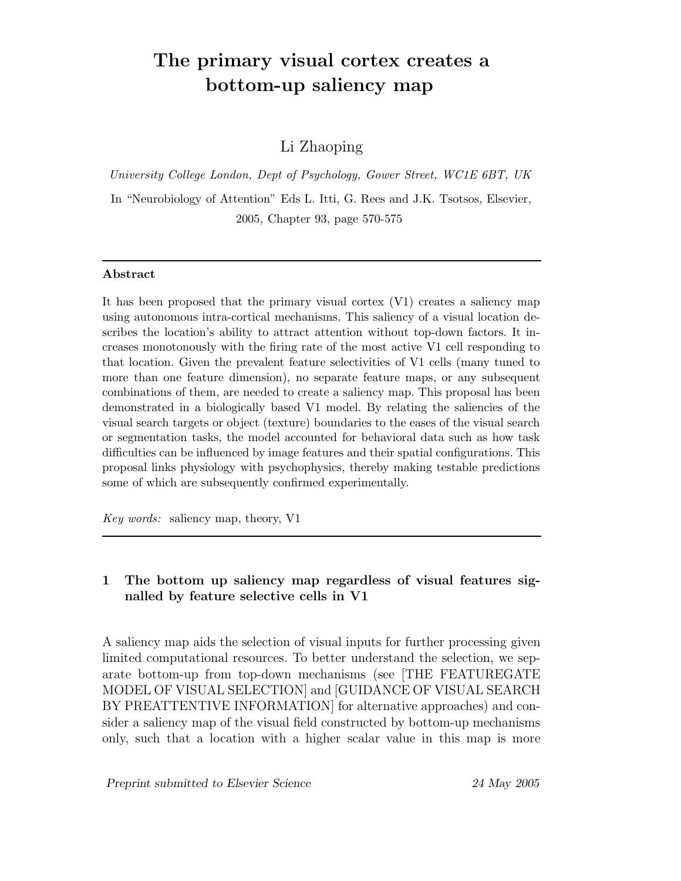# The primary visual cortex creates a bottom-up saliency map

Li Zhaoping

*University College London, Dept of Psychology, Gower Street, WC1E 6BT, UK*

In "Neurobiology of Attention" Eds L. Itti, G. Rees and J.K. Tsotsos, Elsevier, 2005, Chapter 93, page 570-575

---

**Abstract**

It has been proposed that the primary visual cortex (V1) creates a saliency map using autonomous intra-cortical mechanisms. This saliency of a visual location describes the location's ability to attract attention without top-down factors. It increases monotonously with the firing rate of the most active V1 cell responding to that location. Given the prevalent feature selectivities of V1 cells (many tuned to more than one feature dimension), no separate feature maps, or any subsequent combinations of them, are needed to create a saliency map. This proposal has been demonstrated in a biologically based V1 model. By relating the saliencies of the visual search targets or object (texture) boundaries to the eases of the visual search or segmentation tasks, the model accounted for behavioral data such as how task difficulties can be influenced by image features and their spatial configurations. This proposal links physiology with psychophysics, thereby making testable predictions some of which are subsequently confirmed experimentally.

*Key words:* saliency map, theory, V1

---

## 1 The bottom up saliency map regardless of visual features signalled by feature selective cells in V1

A saliency map aids the selection of visual inputs for further processing given limited computational resources. To better understand the selection, we separate bottom-up from top-down mechanisms (see [THE FEATUREGATE MODEL OF VISUAL SELECTION] and [GUIDANCE OF VISUAL SEARCH BY PREATTENTIVE INFORMATION] for alternative approaches) and consider a saliency map of the visual field constructed by bottom-up mechanisms only, such that a location with a higher scalar value in this map is more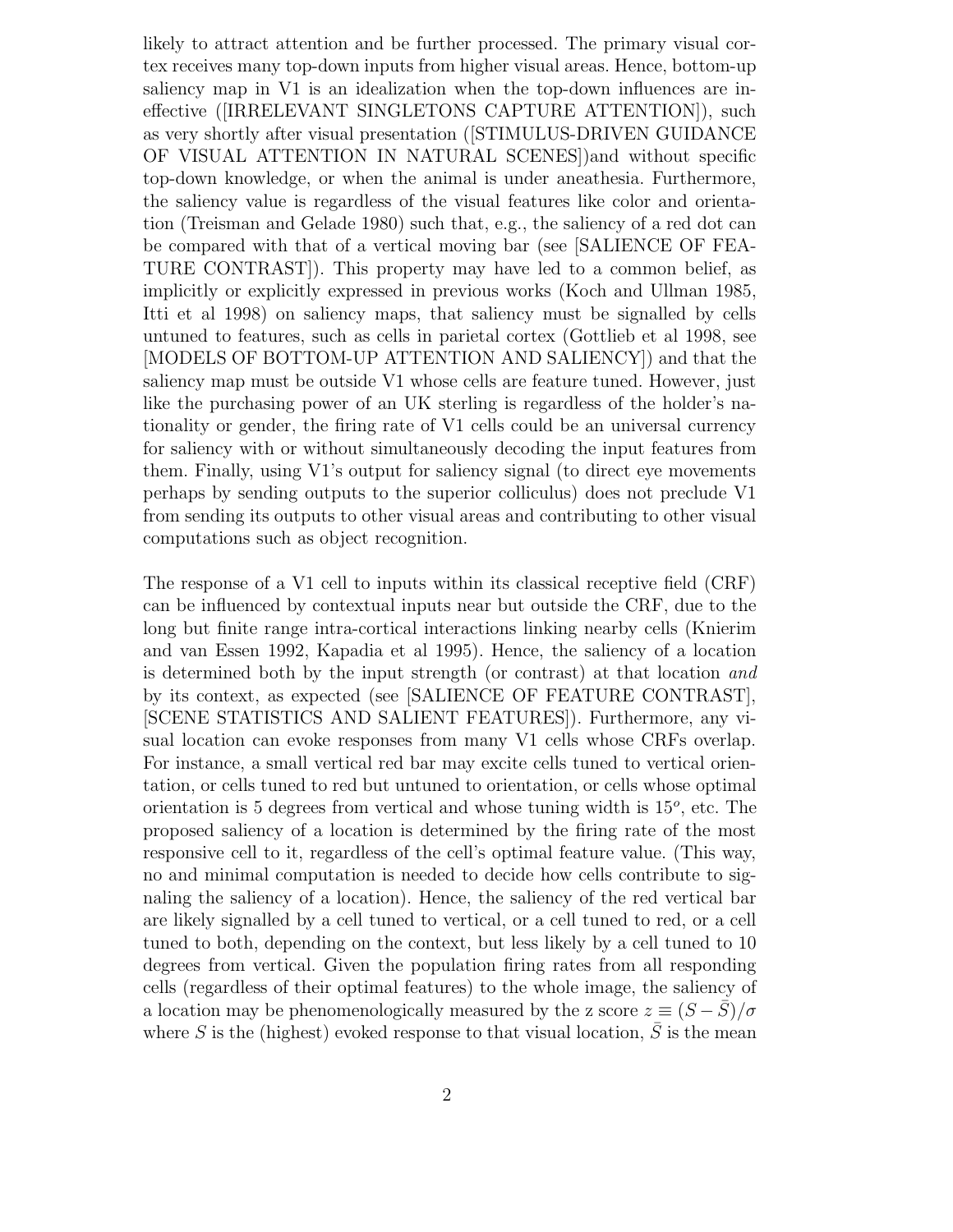likely to attract attention and be further processed. The primary visual cortex receives many top-down inputs from higher visual areas. Hence, bottom-up saliency map in V1 is an idealization when the top-down influences are ineffective ([IRRELEVANT SINGLETONS CAPTURE ATTENTION]), such as very shortly after visual presentation ([STIMULUS-DRIVEN GUIDANCE OF VISUAL ATTENTION IN NATURAL SCENES])and without specific top-down knowledge, or when the animal is under aneathesia. Furthermore, the saliency value is regardless of the visual features like color and orientation (Treisman and Gelade 1980) such that, e.g., the saliency of a red dot can be compared with that of a vertical moving bar (see [SALIENCE OF FEATURE CONTRAST]). This property may have led to a common belief, as implicitly or explicitly expressed in previous works (Koch and Ullman 1985, Itti et al 1998) on saliency maps, that saliency must be signalled by cells untuned to features, such as cells in parietal cortex (Gottlieb et al 1998, see [MODELS OF BOTTOM-UP ATTENTION AND SALIENCY]) and that the saliency map must be outside V1 whose cells are feature tuned. However, just like the purchasing power of an UK sterling is regardless of the holder's nationality or gender, the firing rate of V1 cells could be an universal currency for saliency with or without simultaneously decoding the input features from them. Finally, using V1's output for saliency signal (to direct eye movements perhaps by sending outputs to the superior colliculus) does not preclude V1 from sending its outputs to other visual areas and contributing to other visual computations such as object recognition.

The response of a V1 cell to inputs within its classical receptive field (CRF) can be influenced by contextual inputs near but outside the CRF, due to the long but finite range intra-cortical interactions linking nearby cells (Knierim and van Essen 1992, Kapadia et al 1995). Hence, the saliency of a location is determined both by the input strength (or contrast) at that location *and* by its context, as expected (see [SALIENCE OF FEATURE CONTRAST], [SCENE STATISTICS AND SALIENT FEATURES]). Furthermore, any visual location can evoke responses from many V1 cells whose CRFs overlap. For instance, a small vertical red bar may excite cells tuned to vertical orientation, or cells tuned to red but untuned to orientation, or cells whose optimal orientation is 5 degrees from vertical and whose tuning width is $15^o$, etc. The proposed saliency of a location is determined by the firing rate of the most responsive cell to it, regardless of the cell's optimal feature value. (This way, no and minimal computation is needed to decide how cells contribute to signaling the saliency of a location). Hence, the saliency of the red vertical bar are likely signalled by a cell tuned to vertical, or a cell tuned to red, or a cell tuned to both, depending on the context, but less likely by a cell tuned to 10 degrees from vertical. Given the population firing rates from all responding cells (regardless of their optimal features) to the whole image, the saliency of a location may be phenomenologically measured by the z score $z \equiv (S - \bar{S})/\sigma$ where $S$ is the (highest) evoked response to that visual location, $\bar{S}$ is the mean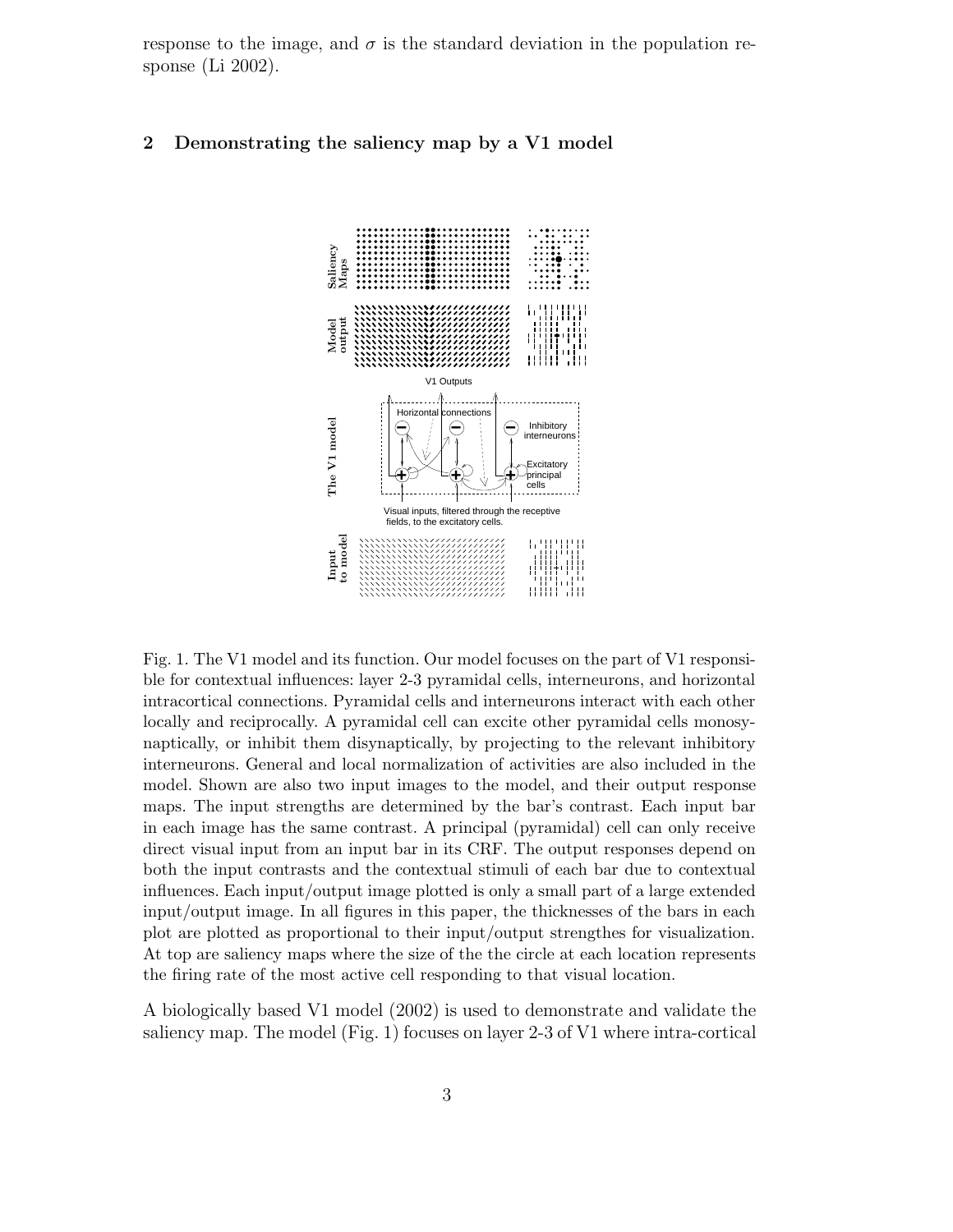response to the image, and $\sigma$ is the standard deviation in the population response (Li 2002).

## 2 Demonstrating the saliency map by a V1 model

Fig. 1. The V1 model and its function. Our model focuses on the part of V1 responsible for contextual influences: layer 2-3 pyramidal cells, interneurons, and horizontal intracortical connections. Pyramidal cells and interneurons interact with each other locally and reciprocally. A pyramidal cell can excite other pyramidal cells monosynaptically, or inhibit them disynaptically, by projecting to the relevant inhibitory interneurons. General and local normalization of activities are also included in the model. Shown are also two input images to the model, and their output response maps. The input strengths are determined by the bar's contrast. Each input bar in each image has the same contrast. A principal (pyramidal) cell can only receive direct visual input from an input bar in its CRF. The output responses depend on both the input contrasts and the contextual stimuli of each bar due to contextual influences. Each input/output image plotted is only a small part of a large extended input/output image. In all figures in this paper, the thicknesses of the bars in each plot are plotted as proportional to their input/output strengthes for visualization. At top are saliency maps where the size of the the circle at each location represents the firing rate of the most active cell responding to that visual location.

A biologically based V1 model (2002) is used to demonstrate and validate the saliency map. The model (Fig. 1) focuses on layer 2-3 of V1 where intra-cortical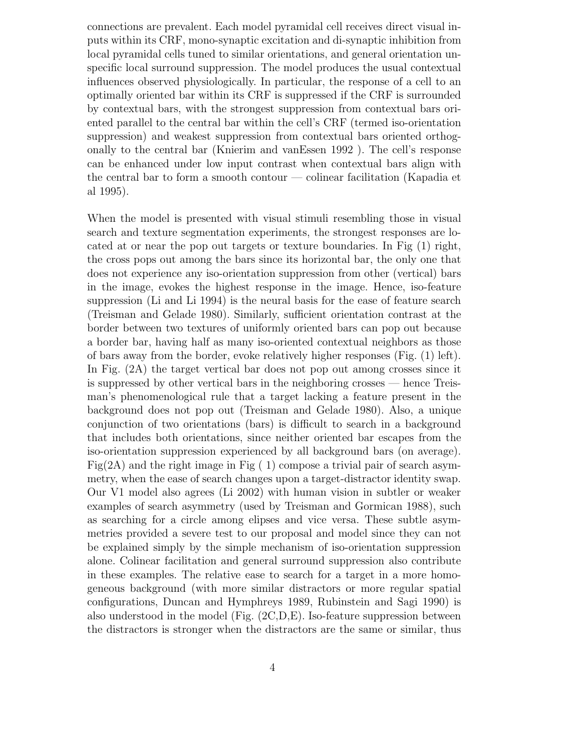connections are prevalent. Each model pyramidal cell receives direct visual inputs within its CRF, mono-synaptic excitation and di-synaptic inhibition from local pyramidal cells tuned to similar orientations, and general orientation unspecific local surround suppression. The model produces the usual contextual influences observed physiologically. In particular, the response of a cell to an optimally oriented bar within its CRF is suppressed if the CRF is surrounded by contextual bars, with the strongest suppression from contextual bars oriented parallel to the central bar within the cell's CRF (termed iso-orientation suppression) and weakest suppression from contextual bars oriented orthogonally to the central bar (Knierim and vanEssen 1992 ). The cell's response can be enhanced under low input contrast when contextual bars align with the central bar to form a smooth contour — colinear facilitation (Kapadia et al 1995).

When the model is presented with visual stimuli resembling those in visual search and texture segmentation experiments, the strongest responses are located at or near the pop out targets or texture boundaries. In Fig (1) right, the cross pops out among the bars since its horizontal bar, the only one that does not experience any iso-orientation suppression from other (vertical) bars in the image, evokes the highest response in the image. Hence, iso-feature suppression (Li and Li 1994) is the neural basis for the ease of feature search (Treisman and Gelade 1980). Similarly, sufficient orientation contrast at the border between two textures of uniformly oriented bars can pop out because a border bar, having half as many iso-oriented contextual neighbors as those of bars away from the border, evoke relatively higher responses (Fig. (1) left). In Fig. (2A) the target vertical bar does not pop out among crosses since it is suppressed by other vertical bars in the neighboring crosses — hence Treisman's phenomenological rule that a target lacking a feature present in the background does not pop out (Treisman and Gelade 1980). Also, a unique conjunction of two orientations (bars) is difficult to search in a background that includes both orientations, since neither oriented bar escapes from the iso-orientation suppression experienced by all background bars (on average). Fig(2A) and the right image in Fig ( 1) compose a trivial pair of search asymmetry, when the ease of search changes upon a target-distractor identity swap. Our V1 model also agrees (Li 2002) with human vision in subtler or weaker examples of search asymmetry (used by Treisman and Gormican 1988), such as searching for a circle among elipses and vice versa. These subtle asymmetries provided a severe test to our proposal and model since they can not be explained simply by the simple mechanism of iso-orientation suppression alone. Colinear facilitation and general surround suppression also contribute in these examples. The relative ease to search for a target in a more homogeneous background (with more similar distractors or more regular spatial configurations, Duncan and Hymphreys 1989, Rubinstein and Sagi 1990) is also understood in the model (Fig. (2C,D,E). Iso-feature suppression between the distractors is stronger when the distractors are the same or similar, thus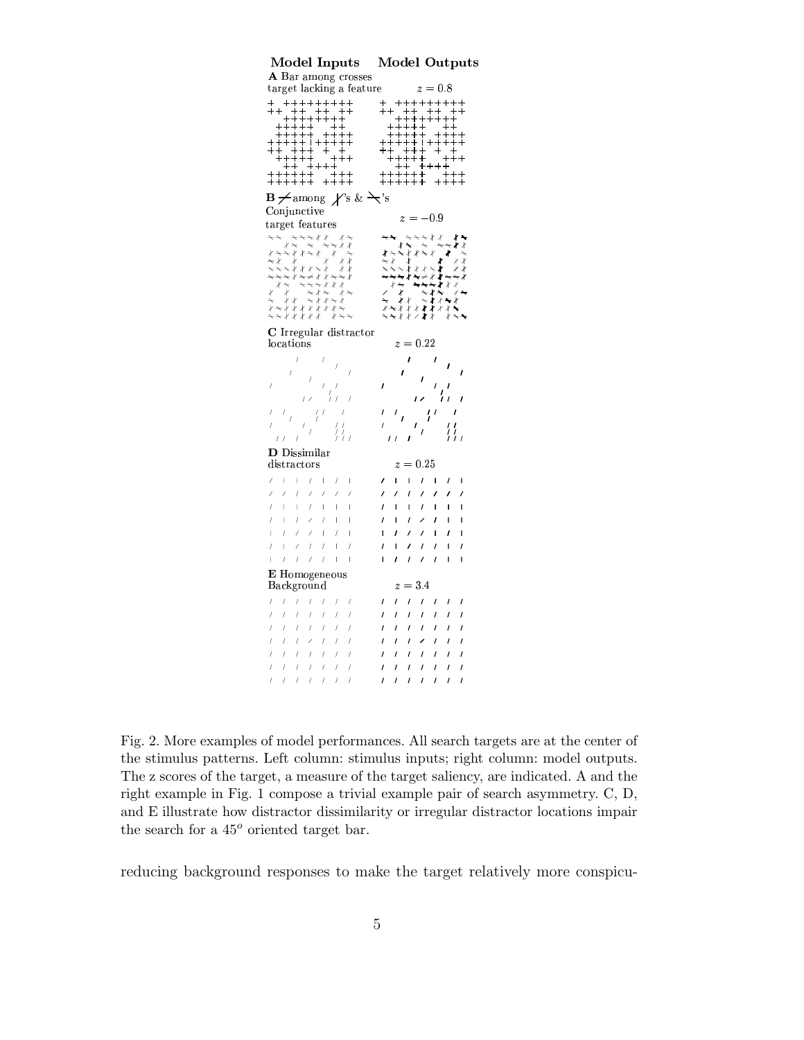**Model Inputs** **Model Outputs**

**A** Bar among crosses
target lacking a feature $z = 0.8$

**B** among 's & 's
Conjunctive
target features $z = -0.9$

**C** Irregular distractor
locations $z = 0.22$

**D** Dissimilar
distractors $z = 0.25$

**E** Homogeneous
Background $z = 3.4$

Fig. 2. More examples of model performances. All search targets are at the center of the stimulus patterns. Left column: stimulus inputs; right column: model outputs. The z scores of the target, a measure of the target saliency, are indicated. A and the right example in Fig. 1 compose a trivial example pair of search asymmetry. C, D, and E illustrate how distractor dissimilarity or irregular distractor locations impair the search for a $45^o$ oriented target bar.

reducing background responses to make the target relatively more conspicu-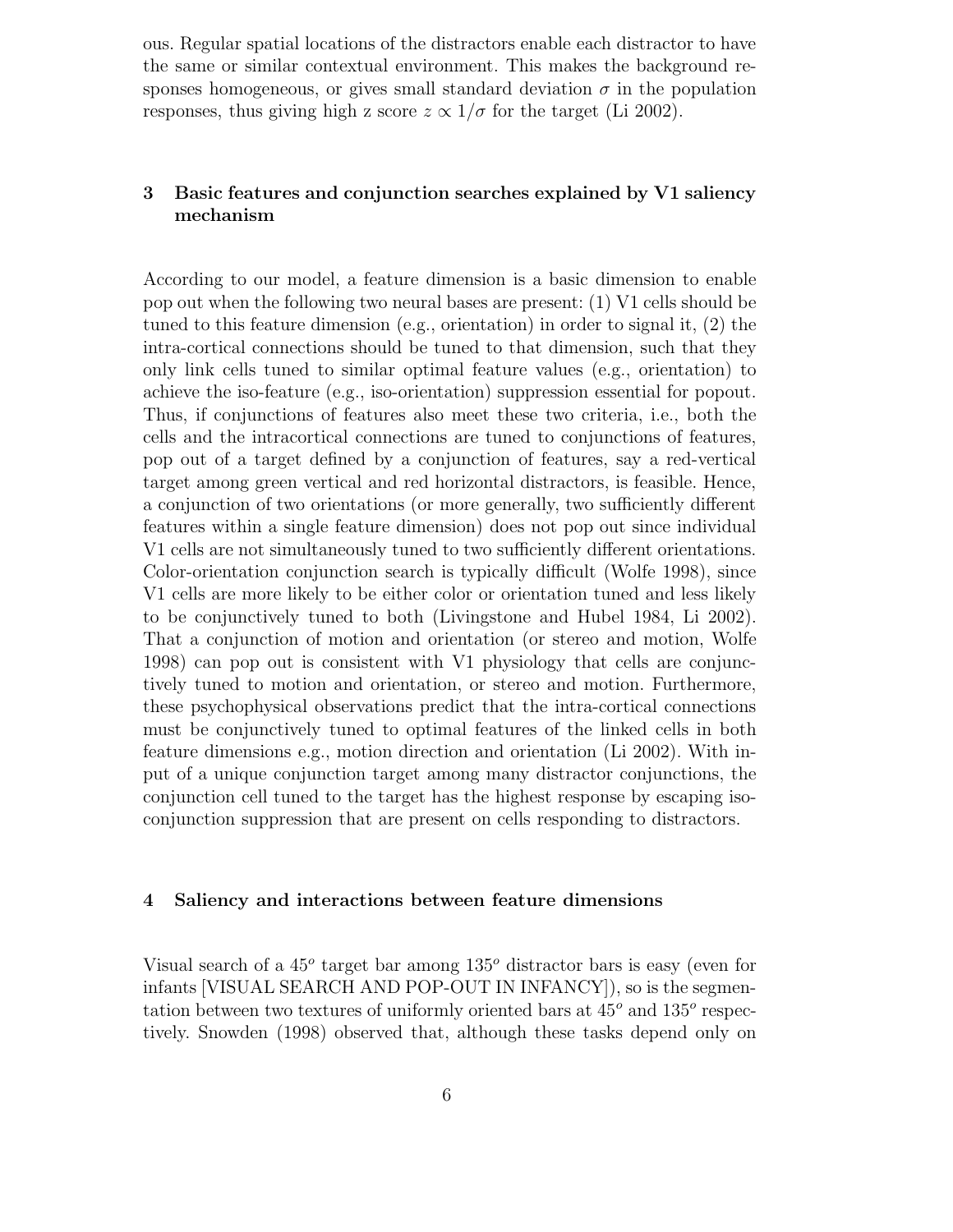ous. Regular spatial locations of the distractors enable each distractor to have the same or similar contextual environment. This makes the background responses homogeneous, or gives small standard deviation $\sigma$ in the population responses, thus giving high z score $z \propto 1/\sigma$ for the target (Li 2002).

## 3 Basic features and conjunction searches explained by V1 saliency mechanism

According to our model, a feature dimension is a basic dimension to enable pop out when the following two neural bases are present: (1) V1 cells should be tuned to this feature dimension (e.g., orientation) in order to signal it, (2) the intra-cortical connections should be tuned to that dimension, such that they only link cells tuned to similar optimal feature values (e.g., orientation) to achieve the iso-feature (e.g., iso-orientation) suppression essential for popout. Thus, if conjunctions of features also meet these two criteria, i.e., both the cells and the intracortical connections are tuned to conjunctions of features, pop out of a target defined by a conjunction of features, say a red-vertical target among green vertical and red horizontal distractors, is feasible. Hence, a conjunction of two orientations (or more generally, two sufficiently different features within a single feature dimension) does not pop out since individual V1 cells are not simultaneously tuned to two sufficiently different orientations. Color-orientation conjunction search is typically difficult (Wolfe 1998), since V1 cells are more likely to be either color or orientation tuned and less likely to be conjunctively tuned to both (Livingstone and Hubel 1984, Li 2002). That a conjunction of motion and orientation (or stereo and motion, Wolfe 1998) can pop out is consistent with V1 physiology that cells are conjunctively tuned to motion and orientation, or stereo and motion. Furthermore, these psychophysical observations predict that the intra-cortical connections must be conjunctively tuned to optimal features of the linked cells in both feature dimensions e.g., motion direction and orientation (Li 2002). With input of a unique conjunction target among many distractor conjunctions, the conjunction cell tuned to the target has the highest response by escaping iso-conjunction suppression that are present on cells responding to distractors.

## 4 Saliency and interactions between feature dimensions

Visual search of a $45^o$ target bar among $135^o$ distractor bars is easy (even for infants [VISUAL SEARCH AND POP-OUT IN INFANCY]), so is the segmentation between two textures of uniformly oriented bars at $45^o$ and $135^o$ respectively. Snowden (1998) observed that, although these tasks depend only on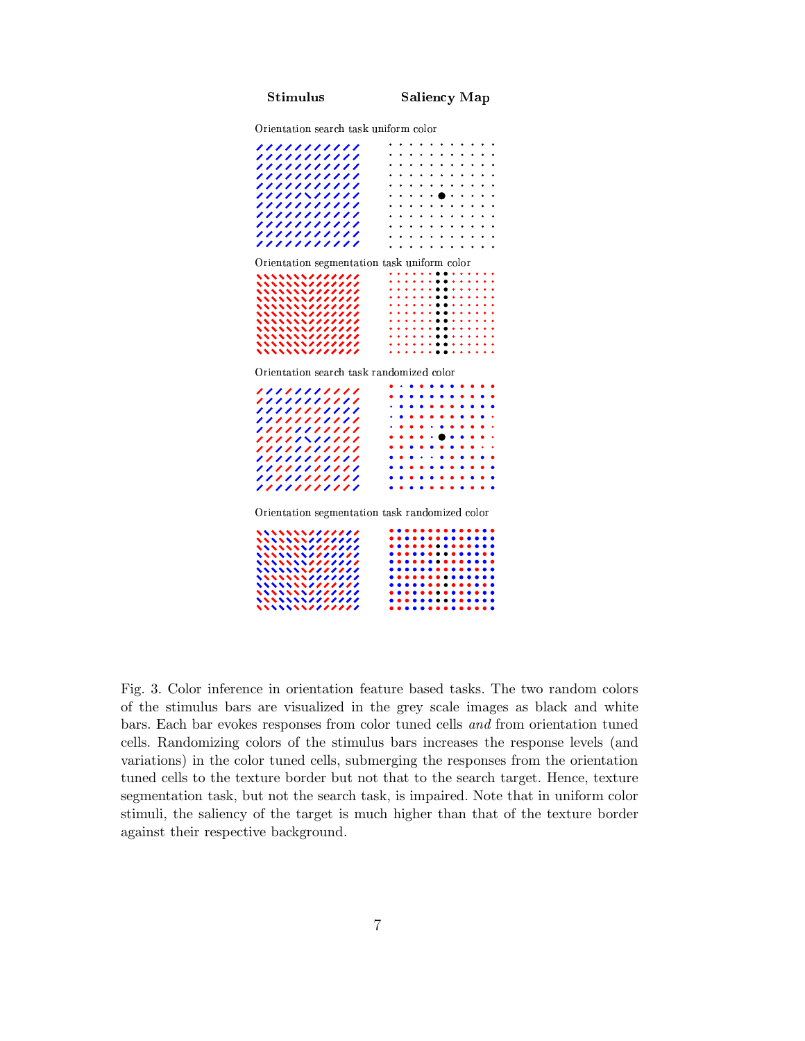**Stimulus** **Saliency Map**

Orientation search task uniform color

Orientation segmentation task uniform color

Orientation search task randomized color

Orientation segmentation task randomized color

Fig. 3. Color inference in orientation feature based tasks. The two random colors of the stimulus bars are visualized in the grey scale images as black and white bars. Each bar evokes responses from color tuned cells *and* from orientation tuned cells. Randomizing colors of the stimulus bars increases the response levels (and variations) in the color tuned cells, submerging the responses from the orientation tuned cells to the texture border but not that to the search target. Hence, texture segmentation task, but not the search task, is impaired. Note that in uniform color stimuli, the saliency of the target is much higher than that of the texture border against their respective background.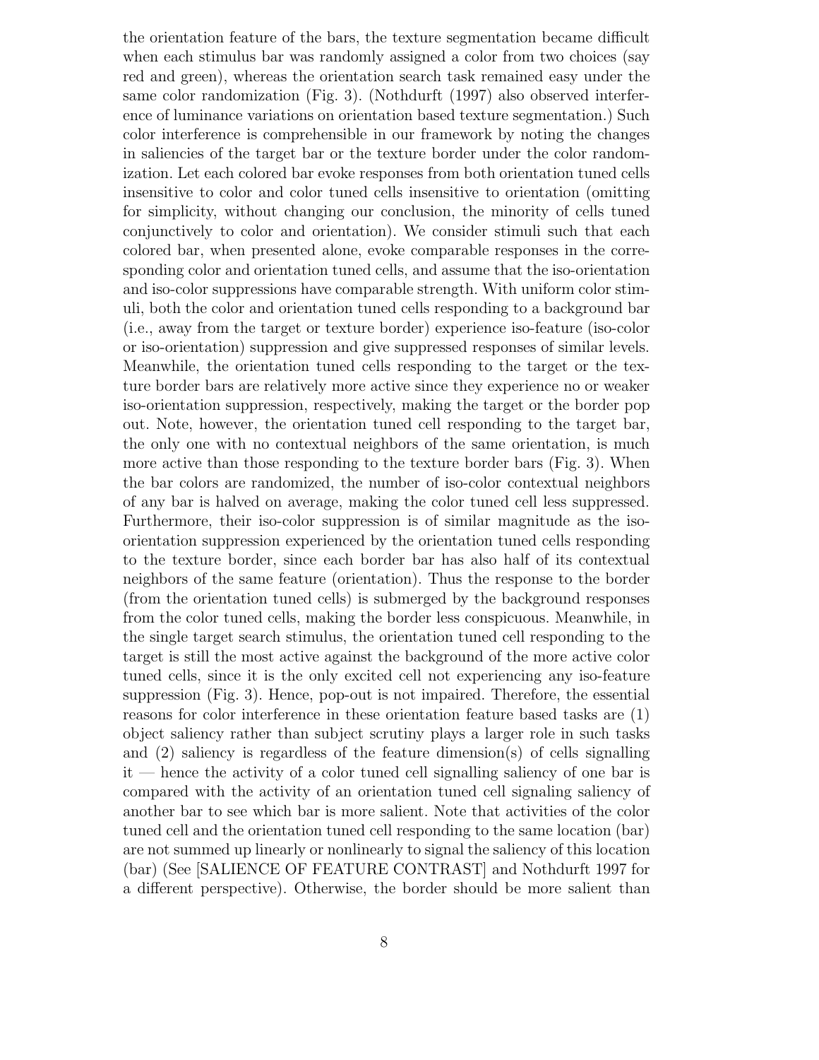the orientation feature of the bars, the texture segmentation became difficult when each stimulus bar was randomly assigned a color from two choices (say red and green), whereas the orientation search task remained easy under the same color randomization (Fig. 3). (Nothdurft (1997) also observed interference of luminance variations on orientation based texture segmentation.) Such color interference is comprehensible in our framework by noting the changes in saliencies of the target bar or the texture border under the color randomization. Let each colored bar evoke responses from both orientation tuned cells insensitive to color and color tuned cells insensitive to orientation (omitting for simplicity, without changing our conclusion, the minority of cells tuned conjunctively to color and orientation). We consider stimuli such that each colored bar, when presented alone, evoke comparable responses in the corresponding color and orientation tuned cells, and assume that the iso-orientation and iso-color suppressions have comparable strength. With uniform color stimuli, both the color and orientation tuned cells responding to a background bar (i.e., away from the target or texture border) experience iso-feature (iso-color or iso-orientation) suppression and give suppressed responses of similar levels. Meanwhile, the orientation tuned cells responding to the target or the texture border bars are relatively more active since they experience no or weaker iso-orientation suppression, respectively, making the target or the border pop out. Note, however, the orientation tuned cell responding to the target bar, the only one with no contextual neighbors of the same orientation, is much more active than those responding to the texture border bars (Fig. 3). When the bar colors are randomized, the number of iso-color contextual neighbors of any bar is halved on average, making the color tuned cell less suppressed. Furthermore, their iso-color suppression is of similar magnitude as the iso-orientation suppression experienced by the orientation tuned cells responding to the texture border, since each border bar has also half of its contextual neighbors of the same feature (orientation). Thus the response to the border (from the orientation tuned cells) is submerged by the background responses from the color tuned cells, making the border less conspicuous. Meanwhile, in the single target search stimulus, the orientation tuned cell responding to the target is still the most active against the background of the more active color tuned cells, since it is the only excited cell not experiencing any iso-feature suppression (Fig. 3). Hence, pop-out is not impaired. Therefore, the essential reasons for color interference in these orientation feature based tasks are (1) object saliency rather than subject scrutiny plays a larger role in such tasks and (2) saliency is regardless of the feature dimension(s) of cells signalling it — hence the activity of a color tuned cell signalling saliency of one bar is compared with the activity of an orientation tuned cell signaling saliency of another bar to see which bar is more salient. Note that activities of the color tuned cell and the orientation tuned cell responding to the same location (bar) are not summed up linearly or nonlinearly to signal the saliency of this location (bar) (See [SALIENCE OF FEATURE CONTRAST] and Nothdurft 1997 for a different perspective). Otherwise, the border should be more salient than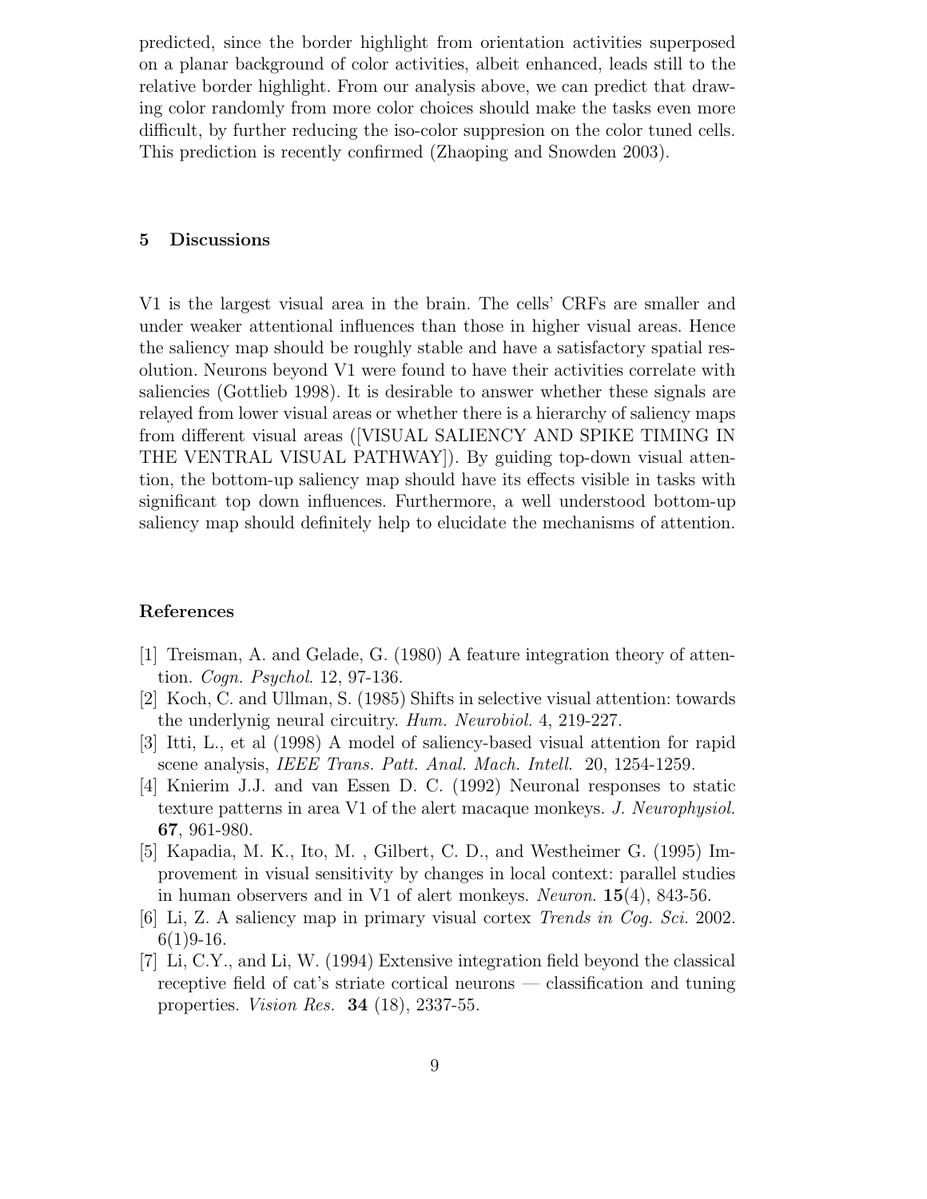predicted, since the border highlight from orientation activities superposed on a planar background of color activities, albeit enhanced, leads still to the relative border highlight. From our analysis above, we can predict that drawing color randomly from more color choices should make the tasks even more difficult, by further reducing the iso-color suppresion on the color tuned cells. This prediction is recently confirmed (Zhaoping and Snowden 2003).

## 5 Discussions

V1 is the largest visual area in the brain. The cells' CRFs are smaller and under weaker attentional influences than those in higher visual areas. Hence the saliency map should be roughly stable and have a satisfactory spatial resolution. Neurons beyond V1 were found to have their activities correlate with saliencies (Gottlieb 1998). It is desirable to answer whether these signals are relayed from lower visual areas or whether there is a hierarchy of saliency maps from different visual areas ([VISUAL SALIENCY AND SPIKE TIMING IN THE VENTRAL VISUAL PATHWAY]). By guiding top-down visual attention, the bottom-up saliency map should have its effects visible in tasks with significant top down influences. Furthermore, a well understood bottom-up saliency map should definitely help to elucidate the mechanisms of attention.

## References

[1] Treisman, A. and Gelade, G. (1980) A feature integration theory of attention. *Cogn. Psychol.* 12, 97-136.

[2] Koch, C. and Ullman, S. (1985) Shifts in selective visual attention: towards the underlynig neural circuitry. *Hum. Neurobiol.* 4, 219-227.

[3] Itti, L., et al (1998) A model of saliency-based visual attention for rapid scene analysis, *IEEE Trans. Patt. Anal. Mach. Intell.* 20, 1254-1259.

[4] Knierim J.J. and van Essen D. C. (1992) Neuronal responses to static texture patterns in area V1 of the alert macaque monkeys. *J. Neurophysiol.* **67**, 961-980.

[5] Kapadia, M. K., Ito, M. , Gilbert, C. D., and Westheimer G. (1995) Improvement in visual sensitivity by changes in local context: parallel studies in human observers and in V1 of alert monkeys. *Neuron.* **15**(4), 843-56.

[6] Li, Z. A saliency map in primary visual cortex *Trends in Cog. Sci.* 2002. 6(1)9-16.

[7] Li, C.Y., and Li, W. (1994) Extensive integration field beyond the classical receptive field of cat's striate cortical neurons — classification and tuning properties. *Vision Res.* **34** (18), 2337-55.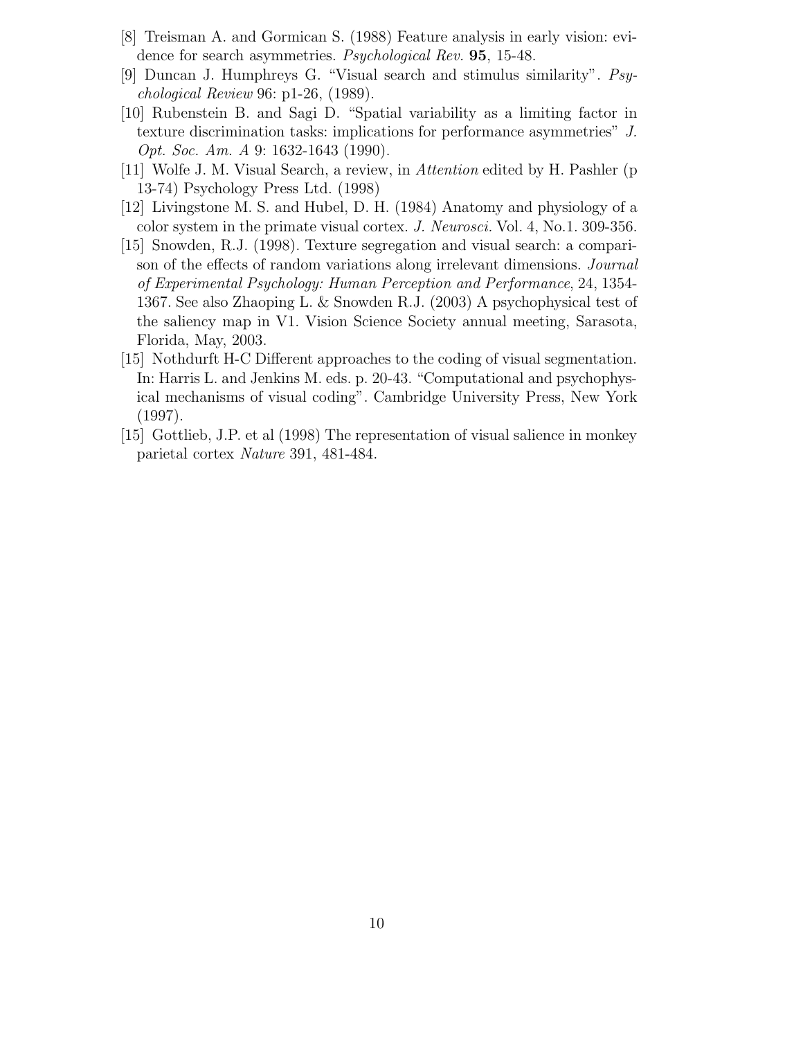[8] Treisman A. and Gormican S. (1988) Feature analysis in early vision: evidence for search asymmetries. *Psychological Rev.* **95**, 15-48.

[9] Duncan J. Humphreys G. "Visual search and stimulus similarity". *Psychological Review* 96: p1-26, (1989).

[10] Rubenstein B. and Sagi D. "Spatial variability as a limiting factor in texture discrimination tasks: implications for performance asymmetries" *J. Opt. Soc. Am. A* 9: 1632-1643 (1990).

[11] Wolfe J. M. Visual Search, a review, in *Attention* edited by H. Pashler (p 13-74) Psychology Press Ltd. (1998)

[12] Livingstone M. S. and Hubel, D. H. (1984) Anatomy and physiology of a color system in the primate visual cortex. *J. Neurosci.* Vol. 4, No.1. 309-356.

[15] Snowden, R.J. (1998). Texture segregation and visual search: a comparison of the effects of random variations along irrelevant dimensions. *Journal of Experimental Psychology: Human Perception and Performance*, 24, 1354-1367. See also Zhaoping L. & Snowden R.J. (2003) A psychophysical test of the saliency map in V1. Vision Science Society annual meeting, Sarasota, Florida, May, 2003.

[15] Nothdurft H-C Different approaches to the coding of visual segmentation. In: Harris L. and Jenkins M. eds. p. 20-43. "Computational and psychophysical mechanisms of visual coding". Cambridge University Press, New York (1997).

[15] Gottlieb, J.P. et al (1998) The representation of visual salience in monkey parietal cortex *Nature* 391, 481-484.